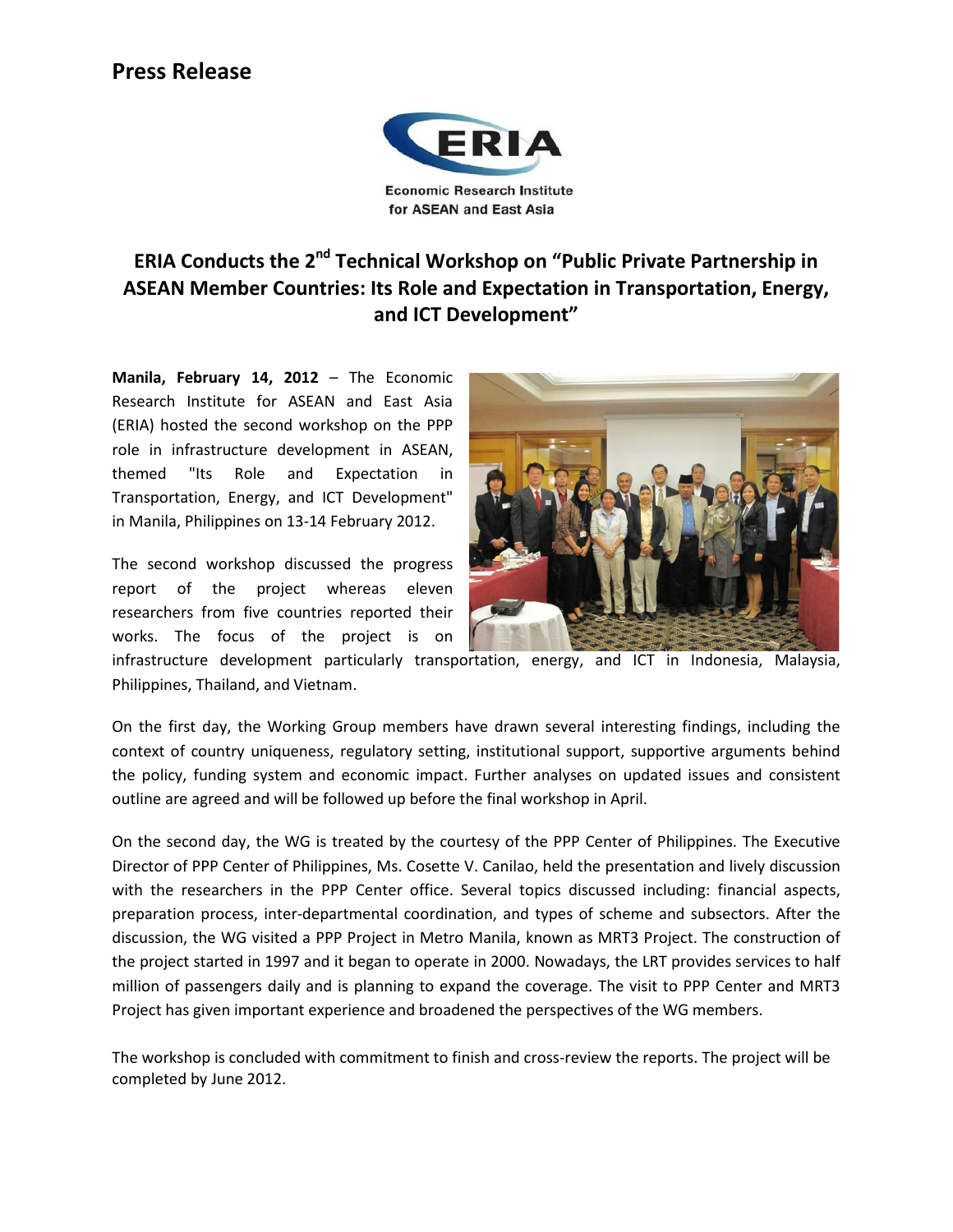# Press Release

Economic Research Institute for ASEAN and East Asia

## ERIA Conducts the 2nd Technical Workshop on "Public Private Partnership in ASEAN Member Countries: Its Role and Expectation in Transportation, Energy, and ICT Development"

**Manila, February 14, 2012** – The Economic Research Institute for ASEAN and East Asia (ERIA) hosted the second workshop on the PPP role in infrastructure development in ASEAN, themed "Its Role and Expectation in Transportation, Energy, and ICT Development" in Manila, Philippines on 13-14 February 2012.

The second workshop discussed the progress report of the project whereas eleven researchers from five countries reported their works. The focus of the project is on infrastructure development particularly transportation, energy, and ICT in Indonesia, Malaysia, Philippines, Thailand, and Vietnam.

On the first day, the Working Group members have drawn several interesting findings, including the context of country uniqueness, regulatory setting, institutional support, supportive arguments behind the policy, funding system and economic impact. Further analyses on updated issues and consistent outline are agreed and will be followed up before the final workshop in April.

On the second day, the WG is treated by the courtesy of the PPP Center of Philippines. The Executive Director of PPP Center of Philippines, Ms. Cosette V. Canilao, held the presentation and lively discussion with the researchers in the PPP Center office. Several topics discussed including: financial aspects, preparation process, inter-departmental coordination, and types of scheme and subsectors. After the discussion, the WG visited a PPP Project in Metro Manila, known as MRT3 Project. The construction of the project started in 1997 and it began to operate in 2000. Nowadays, the LRT provides services to half million of passengers daily and is planning to expand the coverage. The visit to PPP Center and MRT3 Project has given important experience and broadened the perspectives of the WG members.

The workshop is concluded with commitment to finish and cross-review the reports. The project will be completed by June 2012.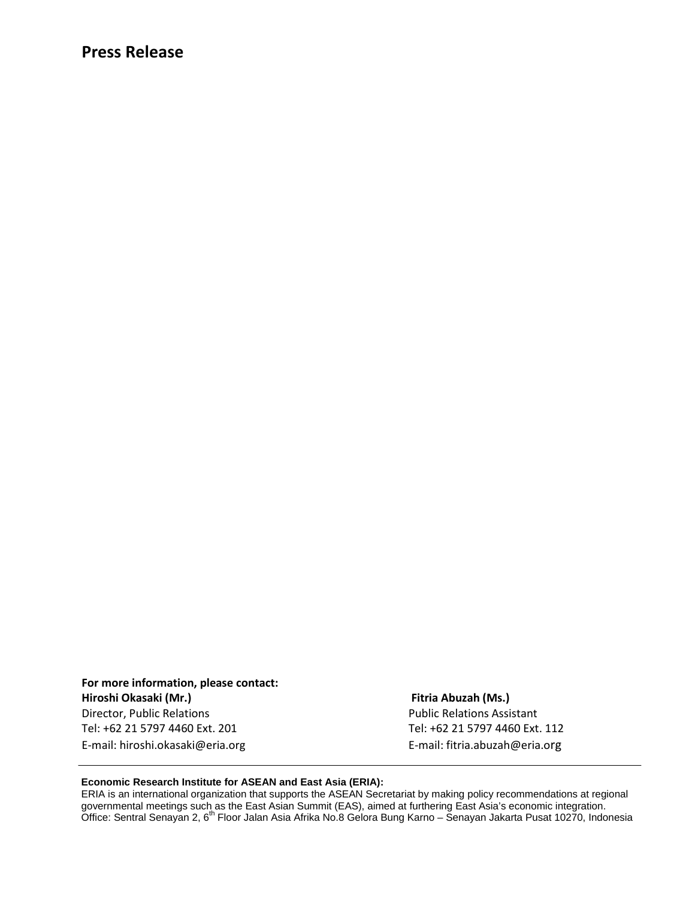**Press Release**

**For more information, please contact:**

**Hiroshi Okasaki (Mr.)**
Director, Public Relations
Tel: +62 21 5797 4460 Ext. 201
E-mail: hiroshi.okasaki@eria.org

**Fitria Abuzah (Ms.)**
Public Relations Assistant
Tel: +62 21 5797 4460 Ext. 112
E-mail: fitria.abuzah@eria.org

---

**Economic Research Institute for ASEAN and East Asia (ERIA):**
ERIA is an international organization that supports the ASEAN Secretariat by making policy recommendations at regional governmental meetings such as the East Asian Summit (EAS), aimed at furthering East Asia's economic integration.
Office: Sentral Senayan 2, 6th Floor Jalan Asia Afrika No.8 Gelora Bung Karno – Senayan Jakarta Pusat 10270, Indonesia